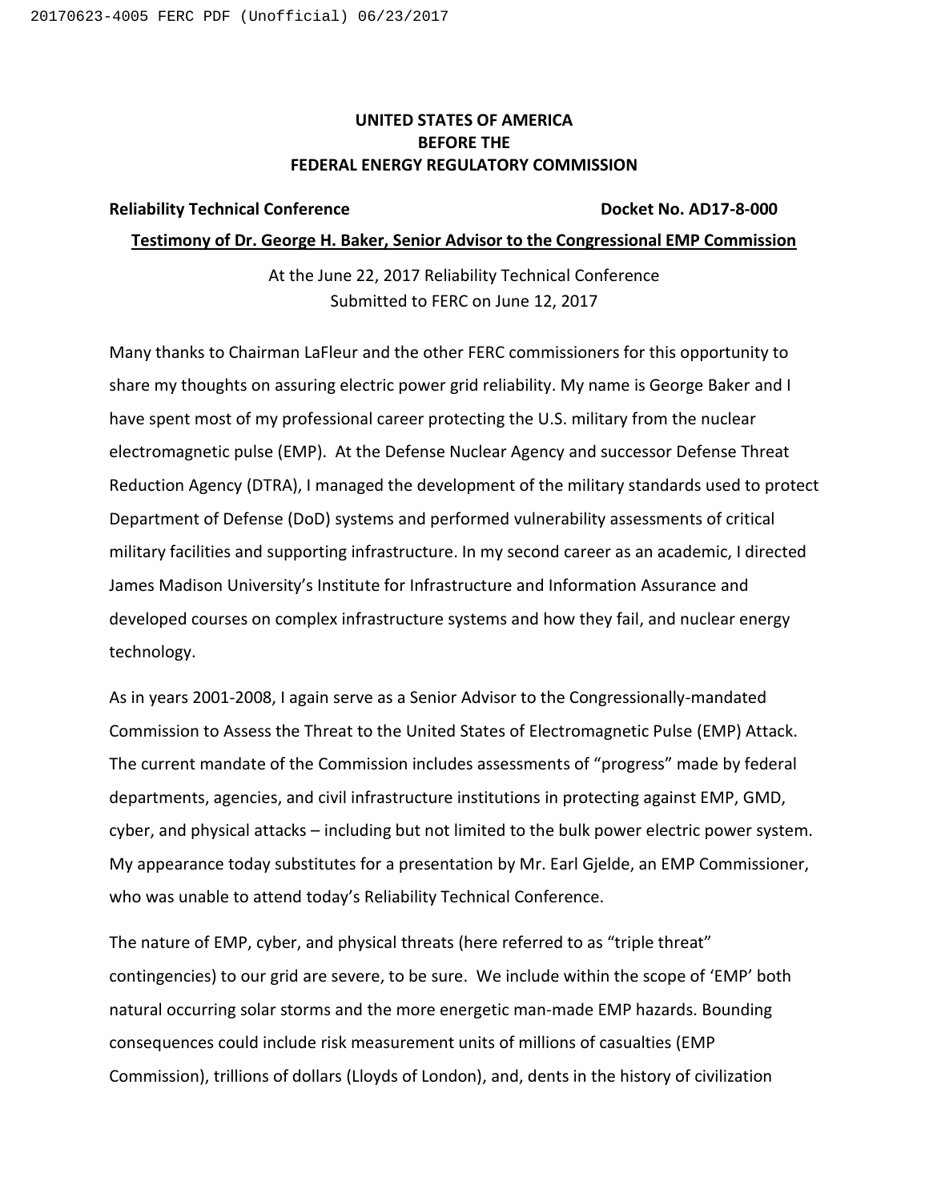**UNITED STATES OF AMERICA**
**BEFORE THE**
**FEDERAL ENERGY REGULATORY COMMISSION**

**Reliability Technical Conference** **Docket No. AD17-8-000**

**Testimony of Dr. George H. Baker, Senior Advisor to the Congressional EMP Commission**

At the June 22, 2017 Reliability Technical Conference
Submitted to FERC on June 12, 2017

Many thanks to Chairman LaFleur and the other FERC commissioners for this opportunity to share my thoughts on assuring electric power grid reliability. My name is George Baker and I have spent most of my professional career protecting the U.S. military from the nuclear electromagnetic pulse (EMP). At the Defense Nuclear Agency and successor Defense Threat Reduction Agency (DTRA), I managed the development of the military standards used to protect Department of Defense (DoD) systems and performed vulnerability assessments of critical military facilities and supporting infrastructure. In my second career as an academic, I directed James Madison University's Institute for Infrastructure and Information Assurance and developed courses on complex infrastructure systems and how they fail, and nuclear energy technology.

As in years 2001-2008, I again serve as a Senior Advisor to the Congressionally-mandated Commission to Assess the Threat to the United States of Electromagnetic Pulse (EMP) Attack. The current mandate of the Commission includes assessments of "progress" made by federal departments, agencies, and civil infrastructure institutions in protecting against EMP, GMD, cyber, and physical attacks – including but not limited to the bulk power electric power system. My appearance today substitutes for a presentation by Mr. Earl Gjelde, an EMP Commissioner, who was unable to attend today's Reliability Technical Conference.

The nature of EMP, cyber, and physical threats (here referred to as "triple threat" contingencies) to our grid are severe, to be sure. We include within the scope of 'EMP' both natural occurring solar storms and the more energetic man-made EMP hazards. Bounding consequences could include risk measurement units of millions of casualties (EMP Commission), trillions of dollars (Lloyds of London), and, dents in the history of civilization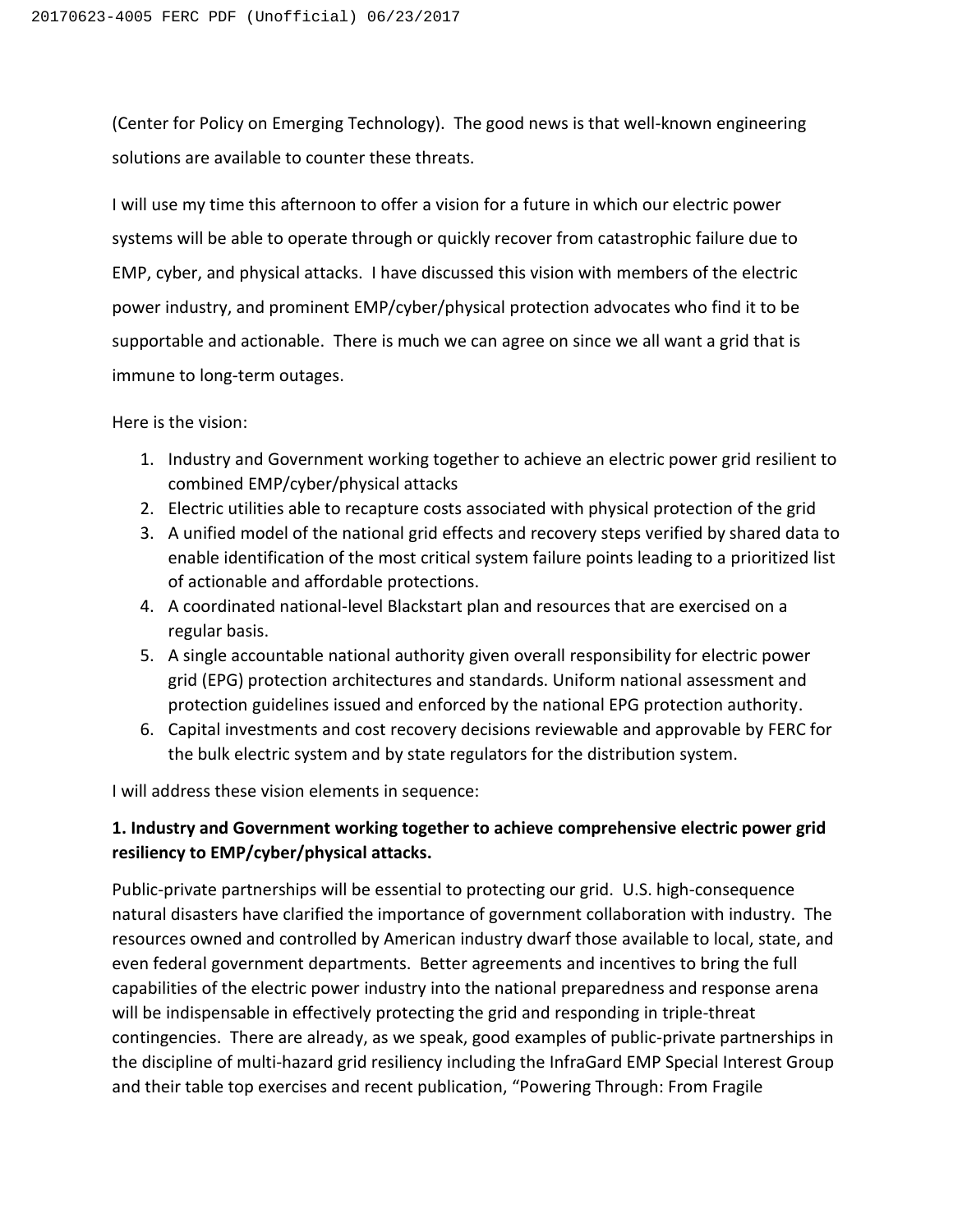(Center for Policy on Emerging Technology). The good news is that well-known engineering solutions are available to counter these threats.

I will use my time this afternoon to offer a vision for a future in which our electric power systems will be able to operate through or quickly recover from catastrophic failure due to EMP, cyber, and physical attacks. I have discussed this vision with members of the electric power industry, and prominent EMP/cyber/physical protection advocates who find it to be supportable and actionable. There is much we can agree on since we all want a grid that is immune to long-term outages.

Here is the vision:

1. Industry and Government working together to achieve an electric power grid resilient to combined EMP/cyber/physical attacks
2. Electric utilities able to recapture costs associated with physical protection of the grid
3. A unified model of the national grid effects and recovery steps verified by shared data to enable identification of the most critical system failure points leading to a prioritized list of actionable and affordable protections.
4. A coordinated national-level Blackstart plan and resources that are exercised on a regular basis.
5. A single accountable national authority given overall responsibility for electric power grid (EPG) protection architectures and standards. Uniform national assessment and protection guidelines issued and enforced by the national EPG protection authority.
6. Capital investments and cost recovery decisions reviewable and approvable by FERC for the bulk electric system and by state regulators for the distribution system.

I will address these vision elements in sequence:

**1. Industry and Government working together to achieve comprehensive electric power grid resiliency to EMP/cyber/physical attacks.**

Public-private partnerships will be essential to protecting our grid. U.S. high-consequence natural disasters have clarified the importance of government collaboration with industry. The resources owned and controlled by American industry dwarf those available to local, state, and even federal government departments. Better agreements and incentives to bring the full capabilities of the electric power industry into the national preparedness and response arena will be indispensable in effectively protecting the grid and responding in triple-threat contingencies. There are already, as we speak, good examples of public-private partnerships in the discipline of multi-hazard grid resiliency including the InfraGard EMP Special Interest Group and their table top exercises and recent publication, "Powering Through: From Fragile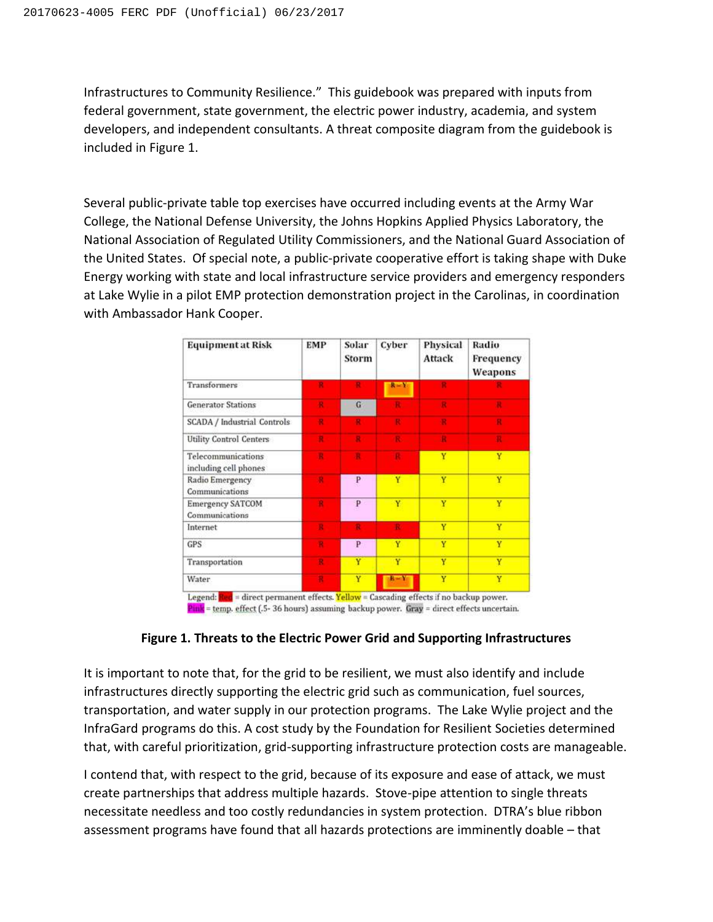Infrastructures to Community Resilience." This guidebook was prepared with inputs from federal government, state government, the electric power industry, academia, and system developers, and independent consultants. A threat composite diagram from the guidebook is included in Figure 1.

Several public-private table top exercises have occurred including events at the Army War College, the National Defense University, the Johns Hopkins Applied Physics Laboratory, the National Association of Regulated Utility Commissioners, and the National Guard Association of the United States. Of special note, a public-private cooperative effort is taking shape with Duke Energy working with state and local infrastructure service providers and emergency responders at Lake Wylie in a pilot EMP protection demonstration project in the Carolinas, in coordination with Ambassador Hank Cooper.

| Equipment at Risk | EMP | Solar Storm | Cyber | Physical Attack | Radio Frequency Weapons |
|---|---|---|---|---|---|
| Transformers | R | R | R–Y | R | R |
| Generator Stations | R | G | R | R | R |
| SCADA / Industrial Controls | R | R | R | R | R |
| Utility Control Centers | R | R | R | R | R |
| Telecommunications including cell phones | R | R | R | Y | Y |
| Radio Emergency Communications | R | P | Y | Y | Y |
| Emergency SATCOM Communications | R | P | Y | Y | Y |
| Internet | R | R | R | Y | Y |
| GPS | R | P | Y | Y | Y |
| Transportation | R | Y | Y | Y | Y |
| Water | R | Y | R–Y | Y | Y |

Legend: Red = direct permanent effects. Yellow = Cascading effects if no backup power. Pink = temp. effect (.5- 36 hours) assuming backup power. Gray = direct effects uncertain.

**Figure 1. Threats to the Electric Power Grid and Supporting Infrastructures**

It is important to note that, for the grid to be resilient, we must also identify and include infrastructures directly supporting the electric grid such as communication, fuel sources, transportation, and water supply in our protection programs. The Lake Wylie project and the InfraGard programs do this. A cost study by the Foundation for Resilient Societies determined that, with careful prioritization, grid-supporting infrastructure protection costs are manageable.

I contend that, with respect to the grid, because of its exposure and ease of attack, we must create partnerships that address multiple hazards. Stove-pipe attention to single threats necessitate needless and too costly redundancies in system protection. DTRA's blue ribbon assessment programs have found that all hazards protections are imminently doable – that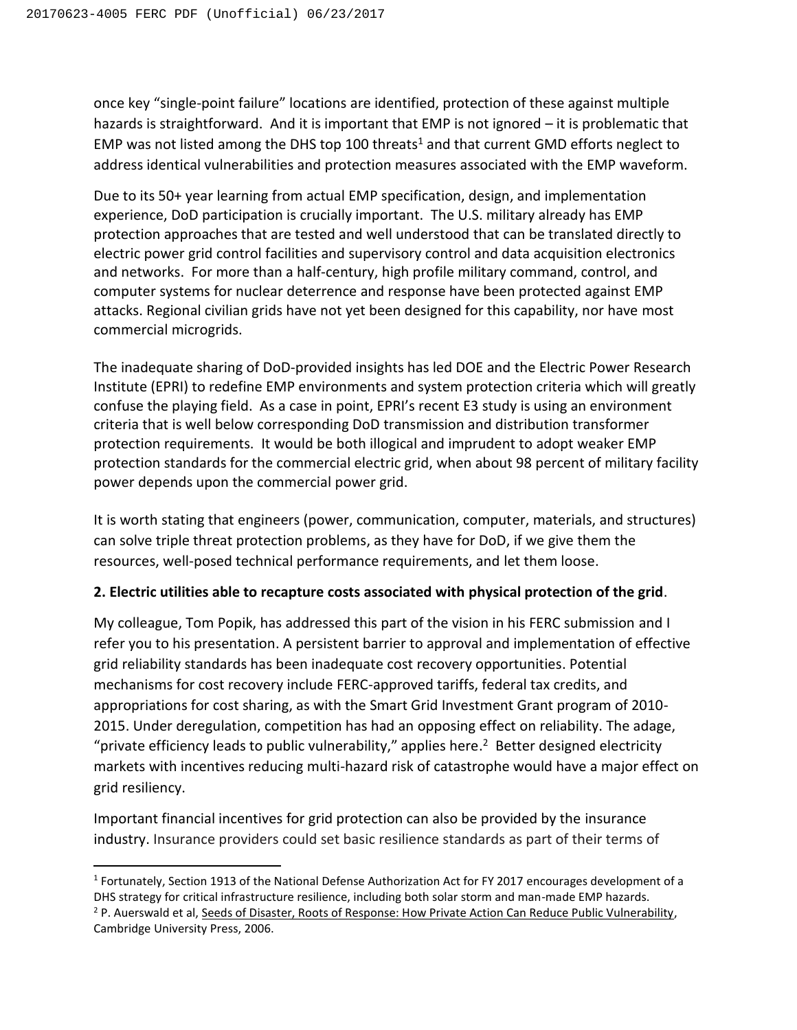once key "single-point failure" locations are identified, protection of these against multiple hazards is straightforward. And it is important that EMP is not ignored – it is problematic that EMP was not listed among the DHS top 100 threats[1] and that current GMD efforts neglect to address identical vulnerabilities and protection measures associated with the EMP waveform.

Due to its 50+ year learning from actual EMP specification, design, and implementation experience, DoD participation is crucially important. The U.S. military already has EMP protection approaches that are tested and well understood that can be translated directly to electric power grid control facilities and supervisory control and data acquisition electronics and networks. For more than a half-century, high profile military command, control, and computer systems for nuclear deterrence and response have been protected against EMP attacks. Regional civilian grids have not yet been designed for this capability, nor have most commercial microgrids.

The inadequate sharing of DoD-provided insights has led DOE and the Electric Power Research Institute (EPRI) to redefine EMP environments and system protection criteria which will greatly confuse the playing field. As a case in point, EPRI's recent E3 study is using an environment criteria that is well below corresponding DoD transmission and distribution transformer protection requirements. It would be both illogical and imprudent to adopt weaker EMP protection standards for the commercial electric grid, when about 98 percent of military facility power depends upon the commercial power grid.

It is worth stating that engineers (power, communication, computer, materials, and structures) can solve triple threat protection problems, as they have for DoD, if we give them the resources, well-posed technical performance requirements, and let them loose.

**2. Electric utilities able to recapture costs associated with physical protection of the grid**.

My colleague, Tom Popik, has addressed this part of the vision in his FERC submission and I refer you to his presentation. A persistent barrier to approval and implementation of effective grid reliability standards has been inadequate cost recovery opportunities. Potential mechanisms for cost recovery include FERC-approved tariffs, federal tax credits, and appropriations for cost sharing, as with the Smart Grid Investment Grant program of 2010-2015. Under deregulation, competition has had an opposing effect on reliability. The adage, "private efficiency leads to public vulnerability," applies here.[2] Better designed electricity markets with incentives reducing multi-hazard risk of catastrophe would have a major effect on grid resiliency.

Important financial incentives for grid protection can also be provided by the insurance industry. Insurance providers could set basic resilience standards as part of their terms of

---

[1] Fortunately, Section 1913 of the National Defense Authorization Act for FY 2017 encourages development of a DHS strategy for critical infrastructure resilience, including both solar storm and man-made EMP hazards.

[2] P. Auerswald et al, Seeds of Disaster, Roots of Response: How Private Action Can Reduce Public Vulnerability, Cambridge University Press, 2006.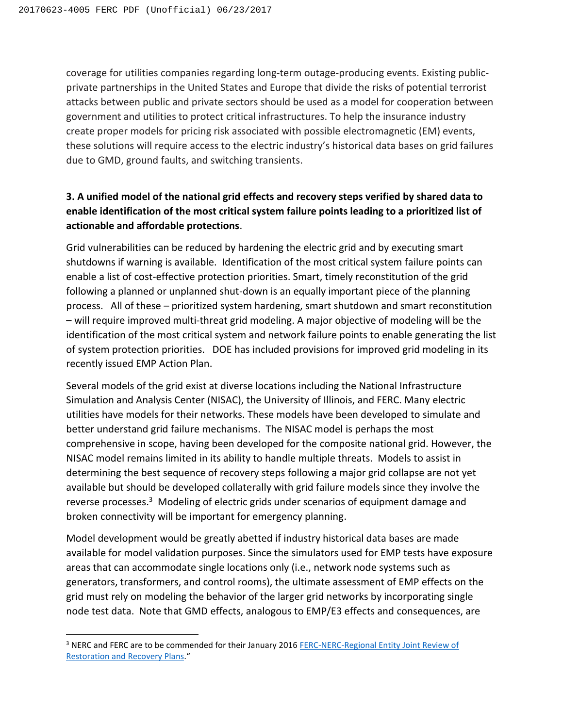coverage for utilities companies regarding long-term outage-producing events. Existing public-private partnerships in the United States and Europe that divide the risks of potential terrorist attacks between public and private sectors should be used as a model for cooperation between government and utilities to protect critical infrastructures. To help the insurance industry create proper models for pricing risk associated with possible electromagnetic (EM) events, these solutions will require access to the electric industry's historical data bases on grid failures due to GMD, ground faults, and switching transients.

**3. A unified model of the national grid effects and recovery steps verified by shared data to enable identification of the most critical system failure points leading to a prioritized list of actionable and affordable protections**.

Grid vulnerabilities can be reduced by hardening the electric grid and by executing smart shutdowns if warning is available. Identification of the most critical system failure points can enable a list of cost-effective protection priorities. Smart, timely reconstitution of the grid following a planned or unplanned shut-down is an equally important piece of the planning process. All of these – prioritized system hardening, smart shutdown and smart reconstitution – will require improved multi-threat grid modeling. A major objective of modeling will be the identification of the most critical system and network failure points to enable generating the list of system protection priorities. DOE has included provisions for improved grid modeling in its recently issued EMP Action Plan.

Several models of the grid exist at diverse locations including the National Infrastructure Simulation and Analysis Center (NISAC), the University of Illinois, and FERC. Many electric utilities have models for their networks. These models have been developed to simulate and better understand grid failure mechanisms. The NISAC model is perhaps the most comprehensive in scope, having been developed for the composite national grid. However, the NISAC model remains limited in its ability to handle multiple threats. Models to assist in determining the best sequence of recovery steps following a major grid collapse are not yet available but should be developed collaterally with grid failure models since they involve the reverse processes.[3] Modeling of electric grids under scenarios of equipment damage and broken connectivity will be important for emergency planning.

Model development would be greatly abetted if industry historical data bases are made available for model validation purposes. Since the simulators used for EMP tests have exposure areas that can accommodate single locations only (i.e., network node systems such as generators, transformers, and control rooms), the ultimate assessment of EMP effects on the grid must rely on modeling the behavior of the larger grid networks by incorporating single node test data. Note that GMD effects, analogous to EMP/E3 effects and consequences, are

[3] NERC and FERC are to be commended for their January 2016 FERC-NERC-Regional Entity Joint Review of Restoration and Recovery Plans."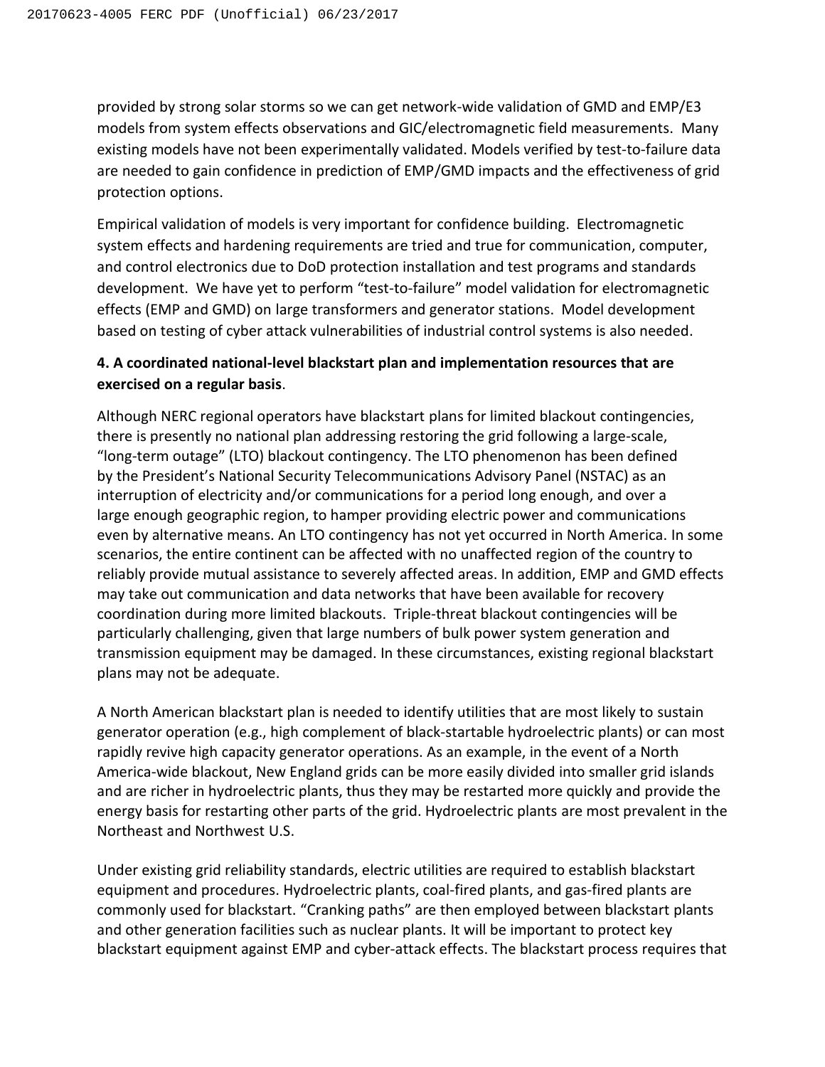provided by strong solar storms so we can get network-wide validation of GMD and EMP/E3 models from system effects observations and GIC/electromagnetic field measurements. Many existing models have not been experimentally validated. Models verified by test-to-failure data are needed to gain confidence in prediction of EMP/GMD impacts and the effectiveness of grid protection options.

Empirical validation of models is very important for confidence building. Electromagnetic system effects and hardening requirements are tried and true for communication, computer, and control electronics due to DoD protection installation and test programs and standards development. We have yet to perform "test-to-failure" model validation for electromagnetic effects (EMP and GMD) on large transformers and generator stations. Model development based on testing of cyber attack vulnerabilities of industrial control systems is also needed.

**4. A coordinated national-level blackstart plan and implementation resources that are exercised on a regular basis**.

Although NERC regional operators have blackstart plans for limited blackout contingencies, there is presently no national plan addressing restoring the grid following a large-scale, "long-term outage" (LTO) blackout contingency. The LTO phenomenon has been defined by the President's National Security Telecommunications Advisory Panel (NSTAC) as an interruption of electricity and/or communications for a period long enough, and over a large enough geographic region, to hamper providing electric power and communications even by alternative means. An LTO contingency has not yet occurred in North America. In some scenarios, the entire continent can be affected with no unaffected region of the country to reliably provide mutual assistance to severely affected areas. In addition, EMP and GMD effects may take out communication and data networks that have been available for recovery coordination during more limited blackouts. Triple-threat blackout contingencies will be particularly challenging, given that large numbers of bulk power system generation and transmission equipment may be damaged. In these circumstances, existing regional blackstart plans may not be adequate.

A North American blackstart plan is needed to identify utilities that are most likely to sustain generator operation (e.g., high complement of black-startable hydroelectric plants) or can most rapidly revive high capacity generator operations. As an example, in the event of a North America-wide blackout, New England grids can be more easily divided into smaller grid islands and are richer in hydroelectric plants, thus they may be restarted more quickly and provide the energy basis for restarting other parts of the grid. Hydroelectric plants are most prevalent in the Northeast and Northwest U.S.

Under existing grid reliability standards, electric utilities are required to establish blackstart equipment and procedures. Hydroelectric plants, coal-fired plants, and gas-fired plants are commonly used for blackstart. "Cranking paths" are then employed between blackstart plants and other generation facilities such as nuclear plants. It will be important to protect key blackstart equipment against EMP and cyber-attack effects. The blackstart process requires that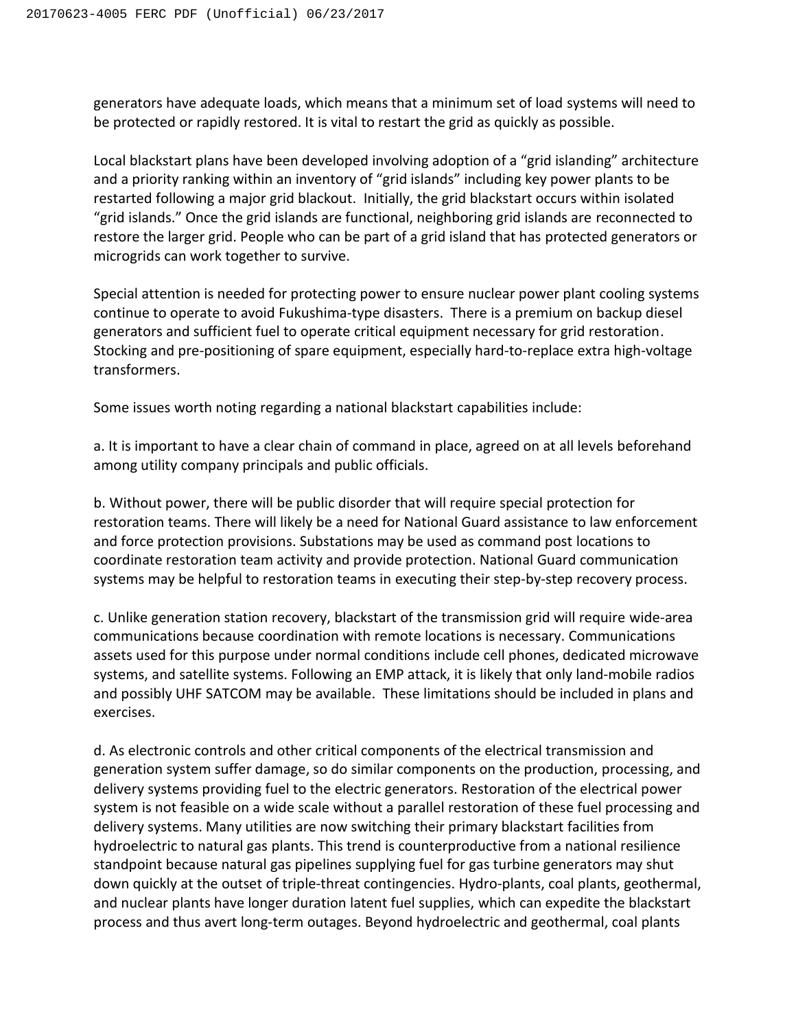generators have adequate loads, which means that a minimum set of load systems will need to be protected or rapidly restored. It is vital to restart the grid as quickly as possible.

Local blackstart plans have been developed involving adoption of a "grid islanding" architecture and a priority ranking within an inventory of "grid islands" including key power plants to be restarted following a major grid blackout. Initially, the grid blackstart occurs within isolated "grid islands." Once the grid islands are functional, neighboring grid islands are reconnected to restore the larger grid. People who can be part of a grid island that has protected generators or microgrids can work together to survive.

Special attention is needed for protecting power to ensure nuclear power plant cooling systems continue to operate to avoid Fukushima-type disasters. There is a premium on backup diesel generators and sufficient fuel to operate critical equipment necessary for grid restoration. Stocking and pre-positioning of spare equipment, especially hard-to-replace extra high-voltage transformers.

Some issues worth noting regarding a national blackstart capabilities include:

a. It is important to have a clear chain of command in place, agreed on at all levels beforehand among utility company principals and public officials.

b. Without power, there will be public disorder that will require special protection for restoration teams. There will likely be a need for National Guard assistance to law enforcement and force protection provisions. Substations may be used as command post locations to coordinate restoration team activity and provide protection. National Guard communication systems may be helpful to restoration teams in executing their step-by-step recovery process.

c. Unlike generation station recovery, blackstart of the transmission grid will require wide-area communications because coordination with remote locations is necessary. Communications assets used for this purpose under normal conditions include cell phones, dedicated microwave systems, and satellite systems. Following an EMP attack, it is likely that only land-mobile radios and possibly UHF SATCOM may be available. These limitations should be included in plans and exercises.

d. As electronic controls and other critical components of the electrical transmission and generation system suffer damage, so do similar components on the production, processing, and delivery systems providing fuel to the electric generators. Restoration of the electrical power system is not feasible on a wide scale without a parallel restoration of these fuel processing and delivery systems. Many utilities are now switching their primary blackstart facilities from hydroelectric to natural gas plants. This trend is counterproductive from a national resilience standpoint because natural gas pipelines supplying fuel for gas turbine generators may shut down quickly at the outset of triple-threat contingencies. Hydro-plants, coal plants, geothermal, and nuclear plants have longer duration latent fuel supplies, which can expedite the blackstart process and thus avert long-term outages. Beyond hydroelectric and geothermal, coal plants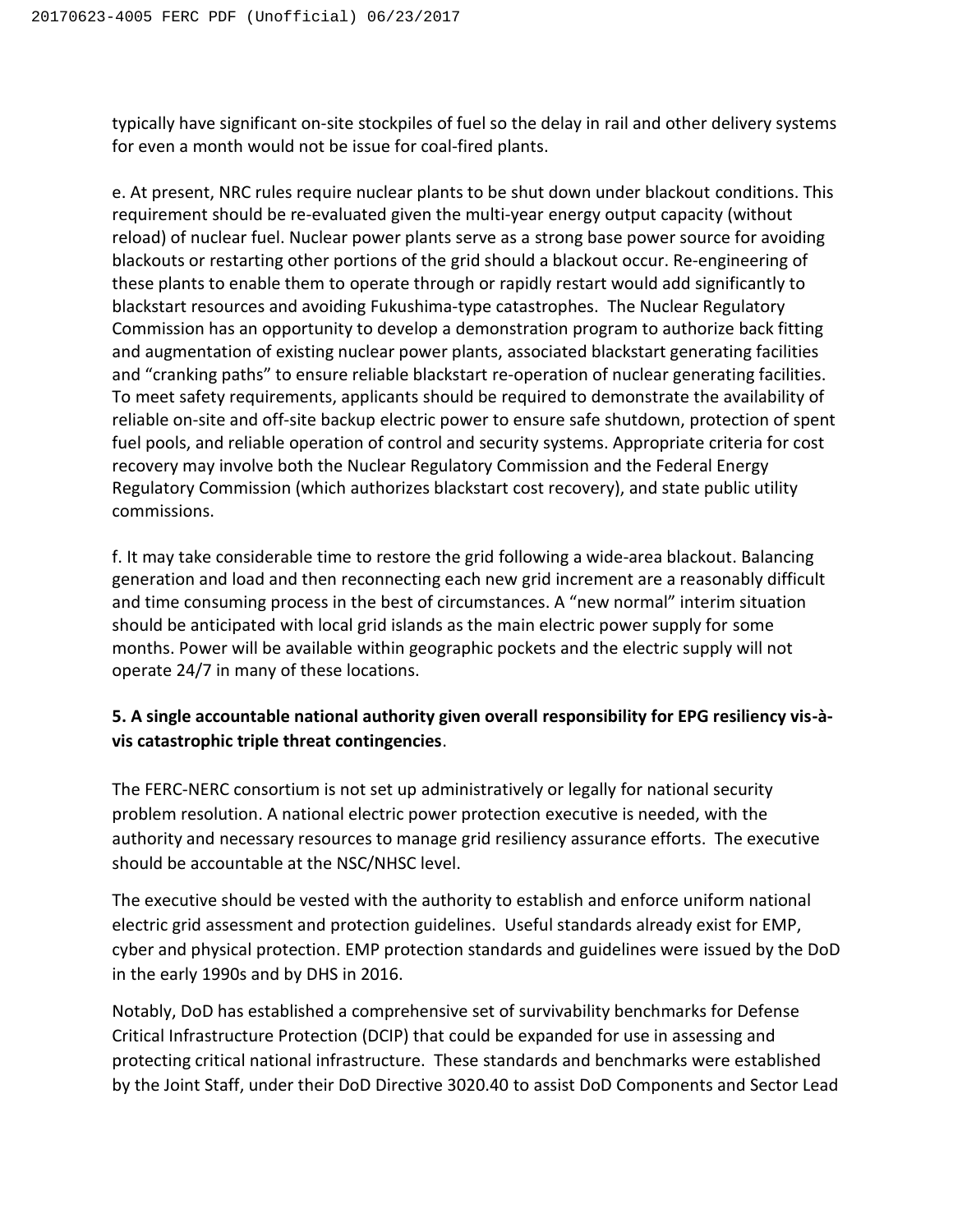typically have significant on-site stockpiles of fuel so the delay in rail and other delivery systems for even a month would not be issue for coal-fired plants.

e. At present, NRC rules require nuclear plants to be shut down under blackout conditions. This requirement should be re-evaluated given the multi-year energy output capacity (without reload) of nuclear fuel. Nuclear power plants serve as a strong base power source for avoiding blackouts or restarting other portions of the grid should a blackout occur. Re-engineering of these plants to enable them to operate through or rapidly restart would add significantly to blackstart resources and avoiding Fukushima-type catastrophes. The Nuclear Regulatory Commission has an opportunity to develop a demonstration program to authorize back fitting and augmentation of existing nuclear power plants, associated blackstart generating facilities and "cranking paths" to ensure reliable blackstart re-operation of nuclear generating facilities. To meet safety requirements, applicants should be required to demonstrate the availability of reliable on-site and off-site backup electric power to ensure safe shutdown, protection of spent fuel pools, and reliable operation of control and security systems. Appropriate criteria for cost recovery may involve both the Nuclear Regulatory Commission and the Federal Energy Regulatory Commission (which authorizes blackstart cost recovery), and state public utility commissions.

f. It may take considerable time to restore the grid following a wide-area blackout. Balancing generation and load and then reconnecting each new grid increment are a reasonably difficult and time consuming process in the best of circumstances. A "new normal" interim situation should be anticipated with local grid islands as the main electric power supply for some months. Power will be available within geographic pockets and the electric supply will not operate 24/7 in many of these locations.

**5. A single accountable national authority given overall responsibility for EPG resiliency vis-à-vis catastrophic triple threat contingencies**.

The FERC-NERC consortium is not set up administratively or legally for national security problem resolution. A national electric power protection executive is needed, with the authority and necessary resources to manage grid resiliency assurance efforts. The executive should be accountable at the NSC/NHSC level.

The executive should be vested with the authority to establish and enforce uniform national electric grid assessment and protection guidelines. Useful standards already exist for EMP, cyber and physical protection. EMP protection standards and guidelines were issued by the DoD in the early 1990s and by DHS in 2016.

Notably, DoD has established a comprehensive set of survivability benchmarks for Defense Critical Infrastructure Protection (DCIP) that could be expanded for use in assessing and protecting critical national infrastructure. These standards and benchmarks were established by the Joint Staff, under their DoD Directive 3020.40 to assist DoD Components and Sector Lead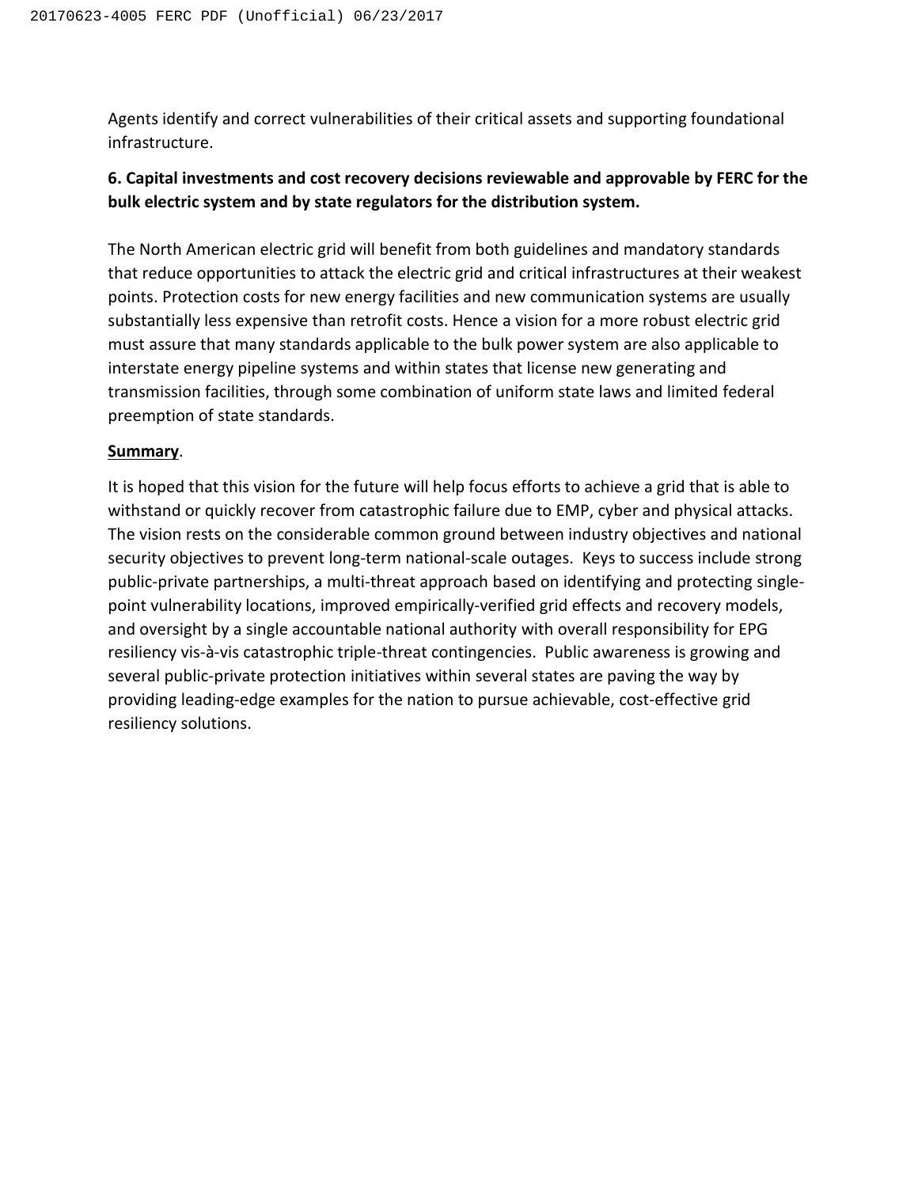Agents identify and correct vulnerabilities of their critical assets and supporting foundational infrastructure.

**6. Capital investments and cost recovery decisions reviewable and approvable by FERC for the bulk electric system and by state regulators for the distribution system.**

The North American electric grid will benefit from both guidelines and mandatory standards that reduce opportunities to attack the electric grid and critical infrastructures at their weakest points. Protection costs for new energy facilities and new communication systems are usually substantially less expensive than retrofit costs. Hence a vision for a more robust electric grid must assure that many standards applicable to the bulk power system are also applicable to interstate energy pipeline systems and within states that license new generating and transmission facilities, through some combination of uniform state laws and limited federal preemption of state standards.

**Summary**.

It is hoped that this vision for the future will help focus efforts to achieve a grid that is able to withstand or quickly recover from catastrophic failure due to EMP, cyber and physical attacks. The vision rests on the considerable common ground between industry objectives and national security objectives to prevent long-term national-scale outages. Keys to success include strong public-private partnerships, a multi-threat approach based on identifying and protecting single-point vulnerability locations, improved empirically-verified grid effects and recovery models, and oversight by a single accountable national authority with overall responsibility for EPG resiliency vis-à-vis catastrophic triple-threat contingencies. Public awareness is growing and several public-private protection initiatives within several states are paving the way by providing leading-edge examples for the nation to pursue achievable, cost-effective grid resiliency solutions.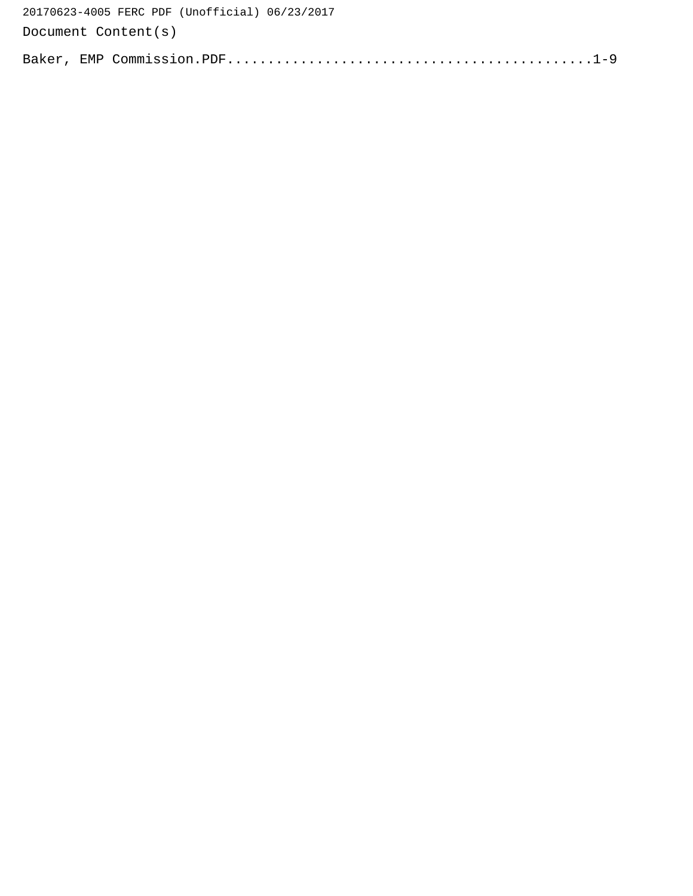20170623-4005 FERC PDF (Unofficial) 06/23/2017

Document Content(s)

Baker, EMP Commission.PDF.............................................1-9